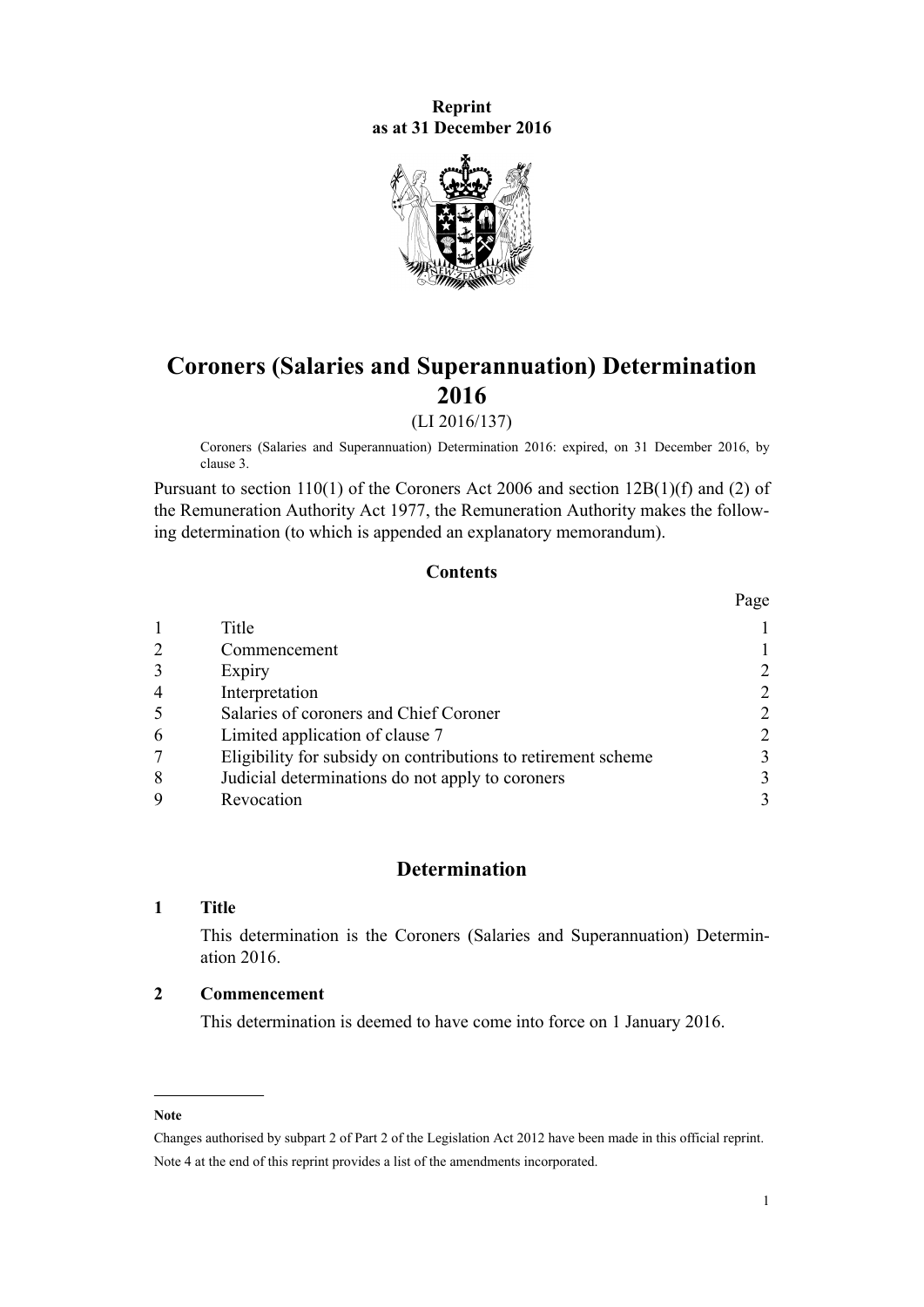**Reprint**
**as at 31 December 2016**

# Coroners (Salaries and Superannuation) Determination 2016

(LI 2016/137)

Coroners (Salaries and Superannuation) Determination 2016: expired, on 31 December 2016, by clause 3.

Pursuant to section 110(1) of the Coroners Act 2006 and section 12B(1)(f) and (2) of the Remuneration Authority Act 1977, the Remuneration Authority makes the following determination (to which is appended an explanatory memorandum).

## Contents

| | | Page |
|---|---|---|
| 1 | Title | 1 |
| 2 | Commencement | 1 |
| 3 | Expiry | 2 |
| 4 | Interpretation | 2 |
| 5 | Salaries of coroners and Chief Coroner | 2 |
| 6 | Limited application of clause 7 | 2 |
| 7 | Eligibility for subsidy on contributions to retirement scheme | 3 |
| 8 | Judicial determinations do not apply to coroners | 3 |
| 9 | Revocation | 3 |

## Determination

### 1 Title

This determination is the Coroners (Salaries and Superannuation) Determination 2016.

### 2 Commencement

This determination is deemed to have come into force on 1 January 2016.

---

**Note**

Changes authorised by subpart 2 of Part 2 of the Legislation Act 2012 have been made in this official reprint.

Note 4 at the end of this reprint provides a list of the amendments incorporated.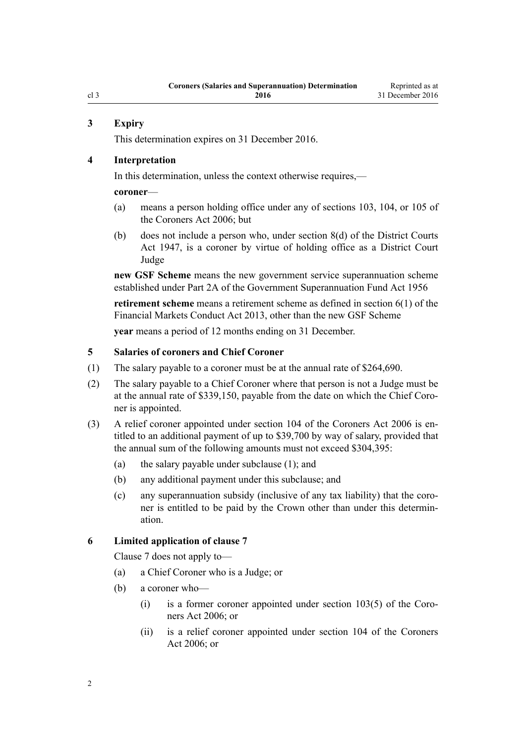### 3 Expiry

This determination expires on 31 December 2016.

### 4 Interpretation

In this determination, unless the context otherwise requires,—

**coroner**—

(a) means a person holding office under any of sections 103, 104, or 105 of the Coroners Act 2006; but

(b) does not include a person who, under section 8(d) of the District Courts Act 1947, is a coroner by virtue of holding office as a District Court Judge

**new GSF Scheme** means the new government service superannuation scheme established under Part 2A of the Government Superannuation Fund Act 1956

**retirement scheme** means a retirement scheme as defined in section 6(1) of the Financial Markets Conduct Act 2013, other than the new GSF Scheme

**year** means a period of 12 months ending on 31 December.

### 5 Salaries of coroners and Chief Coroner

(1) The salary payable to a coroner must be at the annual rate of $264,690.

(2) The salary payable to a Chief Coroner where that person is not a Judge must be at the annual rate of $339,150, payable from the date on which the Chief Coroner is appointed.

(3) A relief coroner appointed under section 104 of the Coroners Act 2006 is entitled to an additional payment of up to $39,700 by way of salary, provided that the annual sum of the following amounts must not exceed $304,395:

(a) the salary payable under subclause (1); and

(b) any additional payment under this subclause; and

(c) any superannuation subsidy (inclusive of any tax liability) that the coroner is entitled to be paid by the Crown other than under this determination.

### 6 Limited application of clause 7

Clause 7 does not apply to—

(a) a Chief Coroner who is a Judge; or

(b) a coroner who—

(i) is a former coroner appointed under section 103(5) of the Coroners Act 2006; or

(ii) is a relief coroner appointed under section 104 of the Coroners Act 2006; or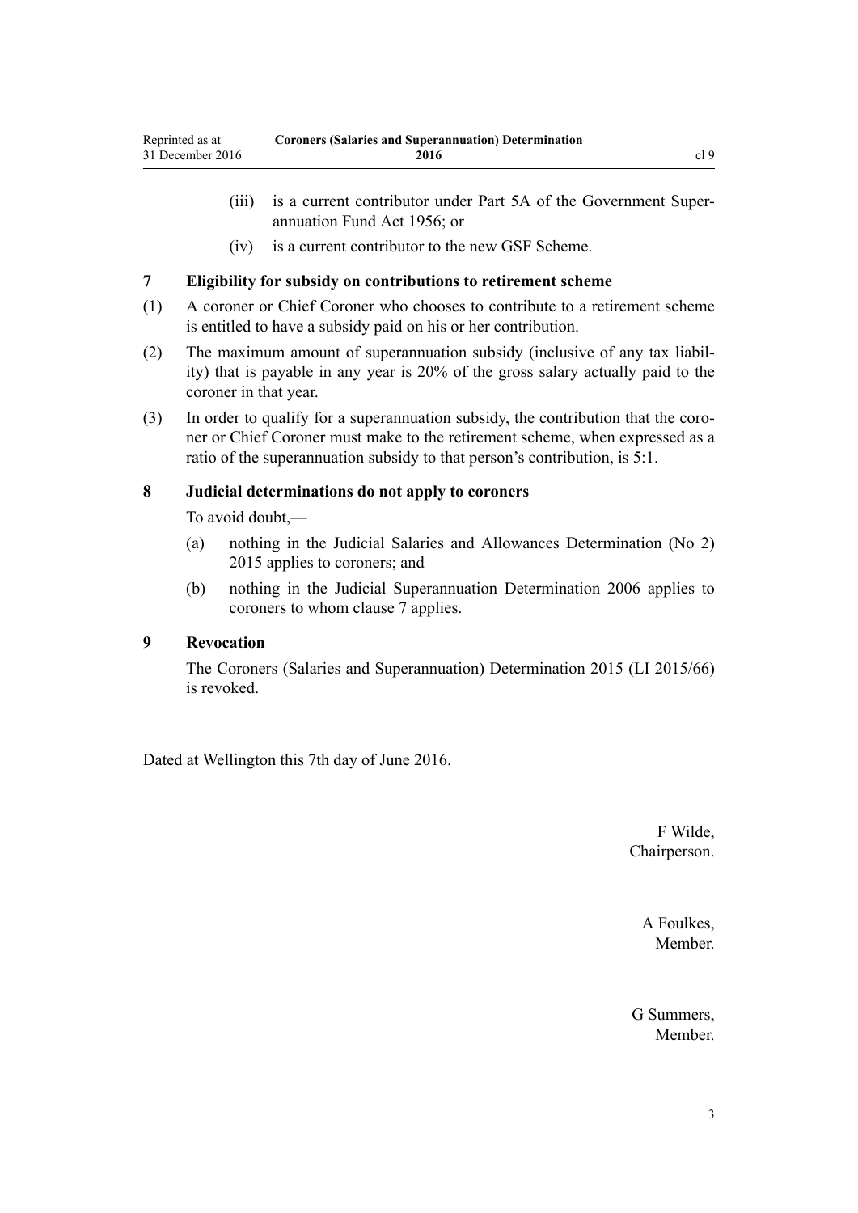(iii) is a current contributor under Part 5A of the Government Superannuation Fund Act 1956; or

(iv) is a current contributor to the new GSF Scheme.

### 7 Eligibility for subsidy on contributions to retirement scheme

(1) A coroner or Chief Coroner who chooses to contribute to a retirement scheme is entitled to have a subsidy paid on his or her contribution.

(2) The maximum amount of superannuation subsidy (inclusive of any tax liability) that is payable in any year is 20% of the gross salary actually paid to the coroner in that year.

(3) In order to qualify for a superannuation subsidy, the contribution that the coroner or Chief Coroner must make to the retirement scheme, when expressed as a ratio of the superannuation subsidy to that person's contribution, is 5:1.

### 8 Judicial determinations do not apply to coroners

To avoid doubt,—

(a) nothing in the Judicial Salaries and Allowances Determination (No 2) 2015 applies to coroners; and

(b) nothing in the Judicial Superannuation Determination 2006 applies to coroners to whom clause 7 applies.

### 9 Revocation

The Coroners (Salaries and Superannuation) Determination 2015 (LI 2015/66) is revoked.

Dated at Wellington this 7th day of June 2016.

F Wilde,
Chairperson.

A Foulkes,
Member.

G Summers,
Member.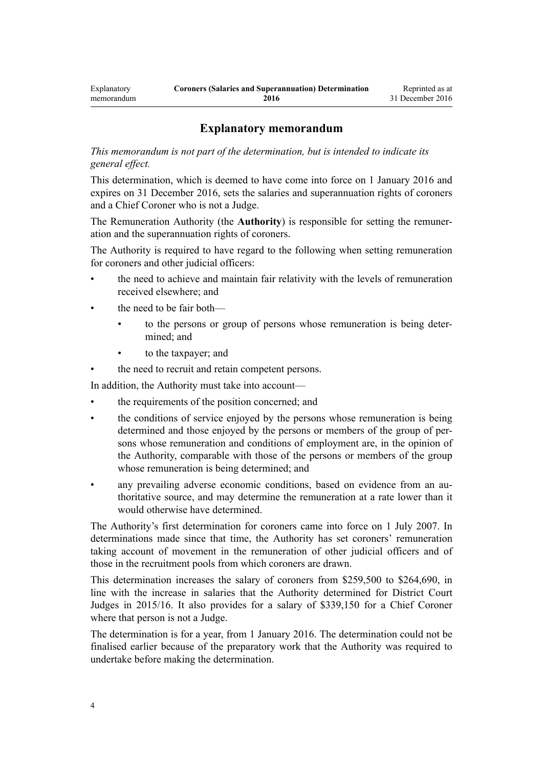## Explanatory memorandum

*This memorandum is not part of the determination, but is intended to indicate its general effect.*

This determination, which is deemed to have come into force on 1 January 2016 and expires on 31 December 2016, sets the salaries and superannuation rights of coroners and a Chief Coroner who is not a Judge.

The Remuneration Authority (the **Authority**) is responsible for setting the remuneration and the superannuation rights of coroners.

The Authority is required to have regard to the following when setting remuneration for coroners and other judicial officers:

- the need to achieve and maintain fair relativity with the levels of remuneration received elsewhere; and
- the need to be fair both—
  - to the persons or group of persons whose remuneration is being determined; and
  - to the taxpayer; and
- the need to recruit and retain competent persons.

In addition, the Authority must take into account—

- the requirements of the position concerned; and
- the conditions of service enjoyed by the persons whose remuneration is being determined and those enjoyed by the persons or members of the group of persons whose remuneration and conditions of employment are, in the opinion of the Authority, comparable with those of the persons or members of the group whose remuneration is being determined; and
- any prevailing adverse economic conditions, based on evidence from an authoritative source, and may determine the remuneration at a rate lower than it would otherwise have determined.

The Authority's first determination for coroners came into force on 1 July 2007. In determinations made since that time, the Authority has set coroners' remuneration taking account of movement in the remuneration of other judicial officers and of those in the recruitment pools from which coroners are drawn.

This determination increases the salary of coroners from $259,500 to $264,690, in line with the increase in salaries that the Authority determined for District Court Judges in 2015/16. It also provides for a salary of $339,150 for a Chief Coroner where that person is not a Judge.

The determination is for a year, from 1 January 2016. The determination could not be finalised earlier because of the preparatory work that the Authority was required to undertake before making the determination.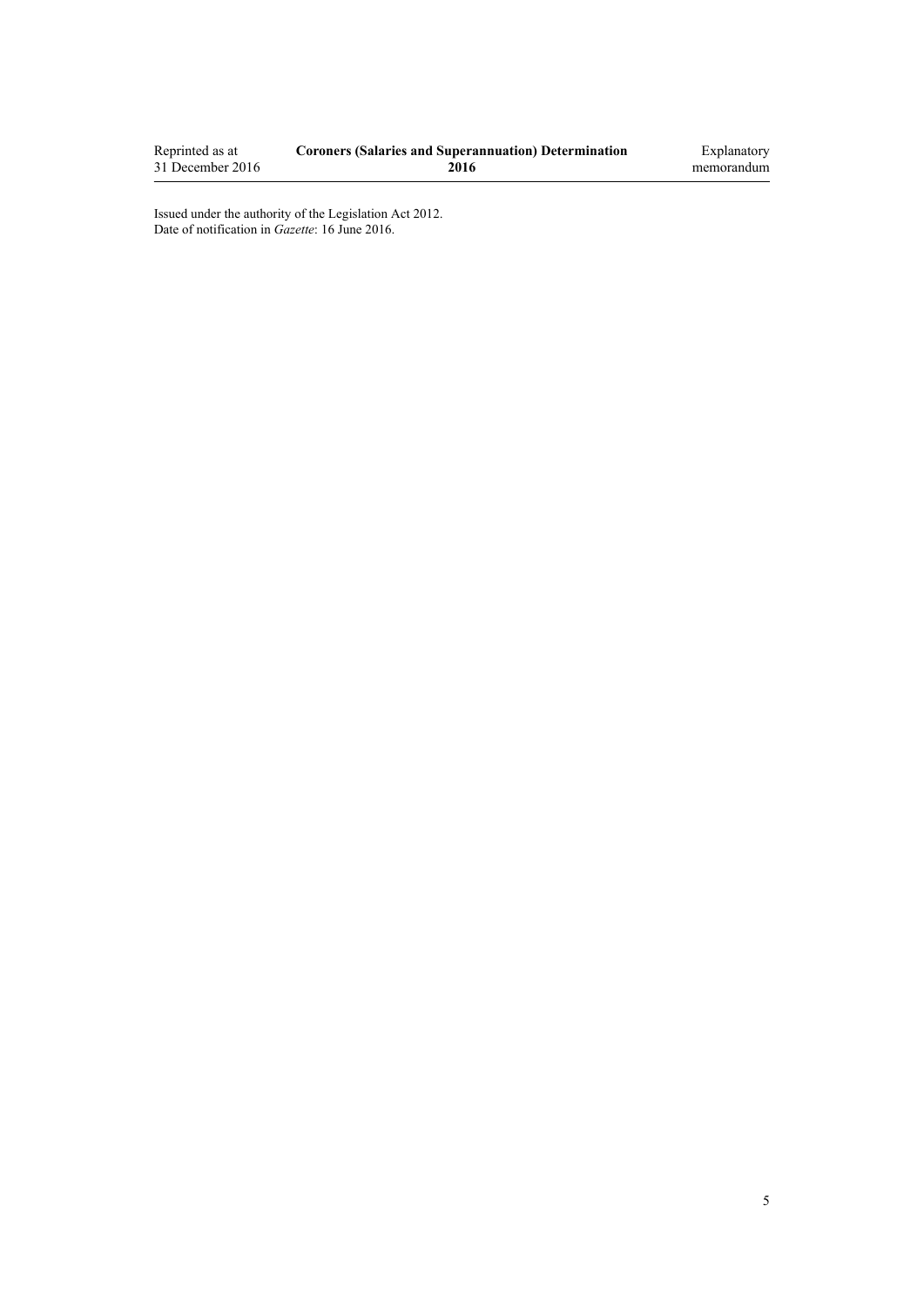Issued under the authority of the Legislation Act 2012.
Date of notification in *Gazette*: 16 June 2016.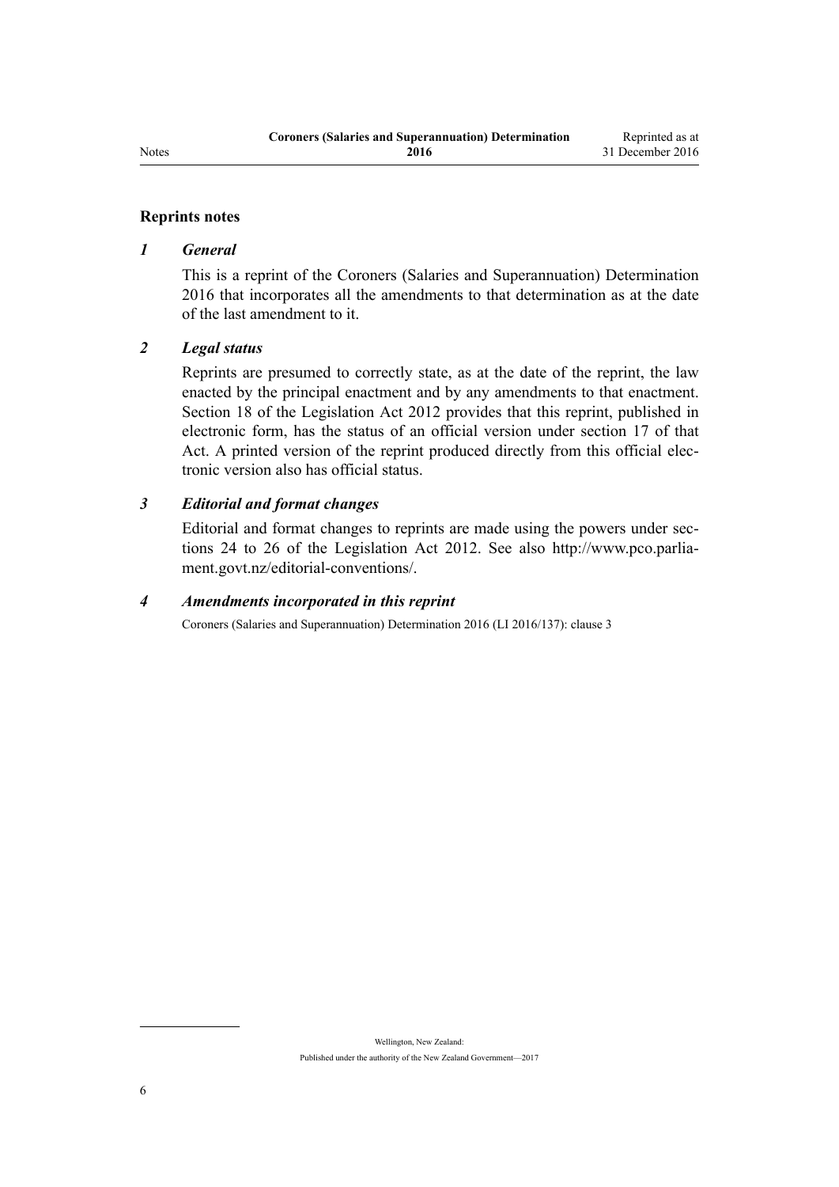## Reprints notes

### *1 General*

This is a reprint of the Coroners (Salaries and Superannuation) Determination 2016 that incorporates all the amendments to that determination as at the date of the last amendment to it.

### *2 Legal status*

Reprints are presumed to correctly state, as at the date of the reprint, the law enacted by the principal enactment and by any amendments to that enactment. Section 18 of the Legislation Act 2012 provides that this reprint, published in electronic form, has the status of an official version under section 17 of that Act. A printed version of the reprint produced directly from this official electronic version also has official status.

### *3 Editorial and format changes*

Editorial and format changes to reprints are made using the powers under sections 24 to 26 of the Legislation Act 2012. See also http://www.pco.parliament.govt.nz/editorial-conventions/.

### *4 Amendments incorporated in this reprint*

Coroners (Salaries and Superannuation) Determination 2016 (LI 2016/137): clause 3

Wellington, New Zealand:

Published under the authority of the New Zealand Government—2017